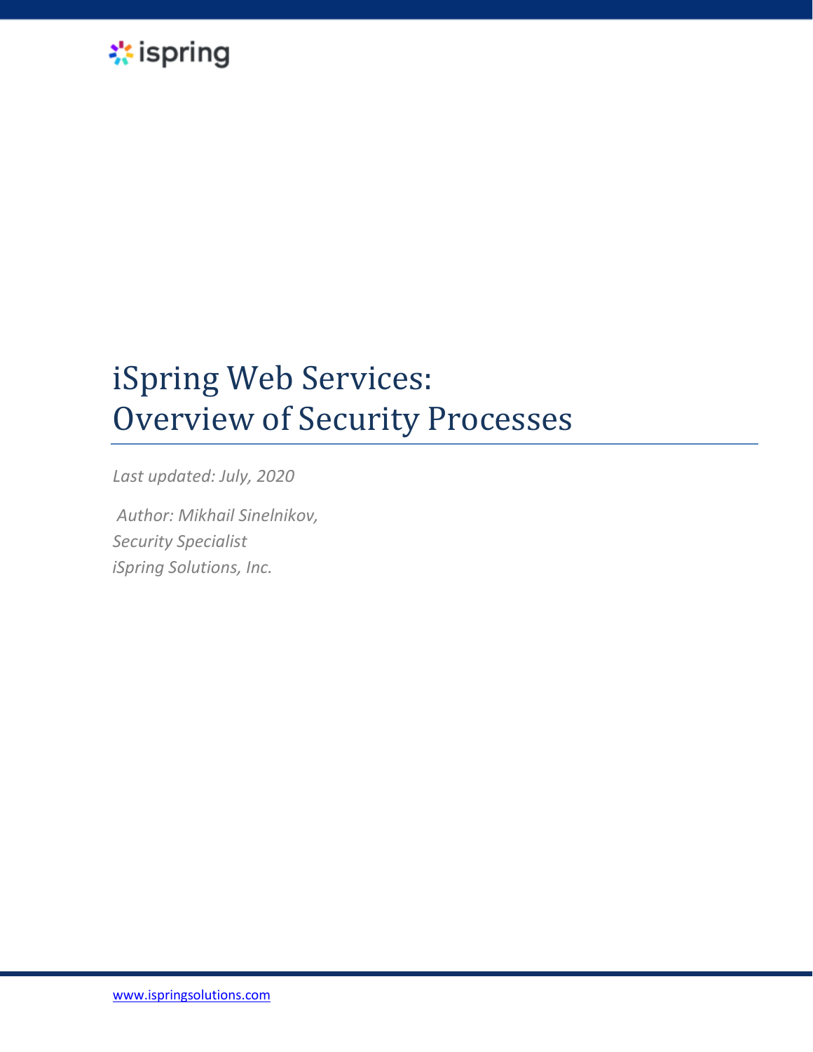ispring

# iSpring Web Services: Overview of Security Processes

*Last updated: July, 2020*

*Author: Mikhail Sinelnikov,*
*Security Specialist*
*iSpring Solutions, Inc.*

[www.ispringsolutions.com](http://www.ispringsolutions.com)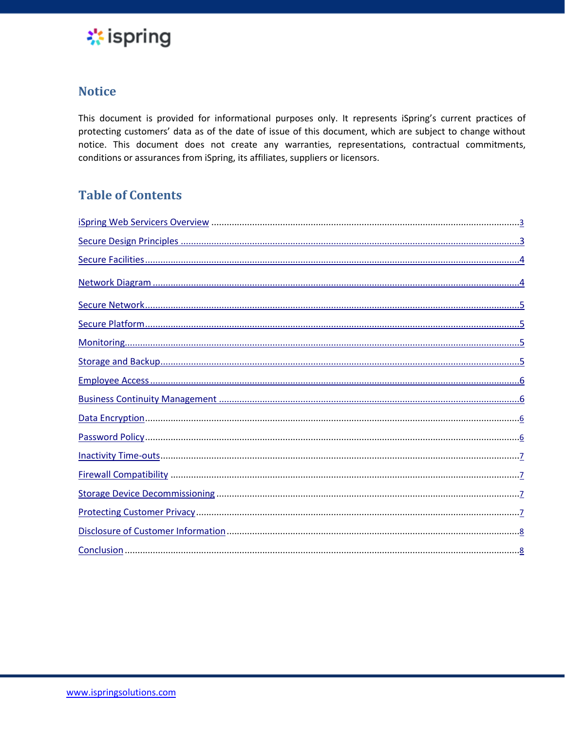## Notice

This document is provided for informational purposes only. It represents iSpring's current practices of protecting customers' data as of the date of issue of this document, which are subject to change without notice. This document does not create any warranties, representations, contractual commitments, conditions or assurances from iSpring, its affiliates, suppliers or licensors.

## Table of Contents

- iSpring Web Servicers Overview ........ 3
- Secure Design Principles ........ 3
- Secure Facilities ........ 4
- Network Diagram ........ 4
- Secure Network ........ 5
- Secure Platform ........ 5
- Monitoring ........ 5
- Storage and Backup ........ 5
- Employee Access ........ 6
- Business Continuity Management ........ 6
- Data Encryption ........ 6
- Password Policy ........ 6
- Inactivity Time-outs ........ 7
- Firewall Compatibility ........ 7
- Storage Device Decommissioning ........ 7
- Protecting Customer Privacy ........ 7
- Disclosure of Customer Information ........ 8
- Conclusion ........ 8

www.ispringsolutions.com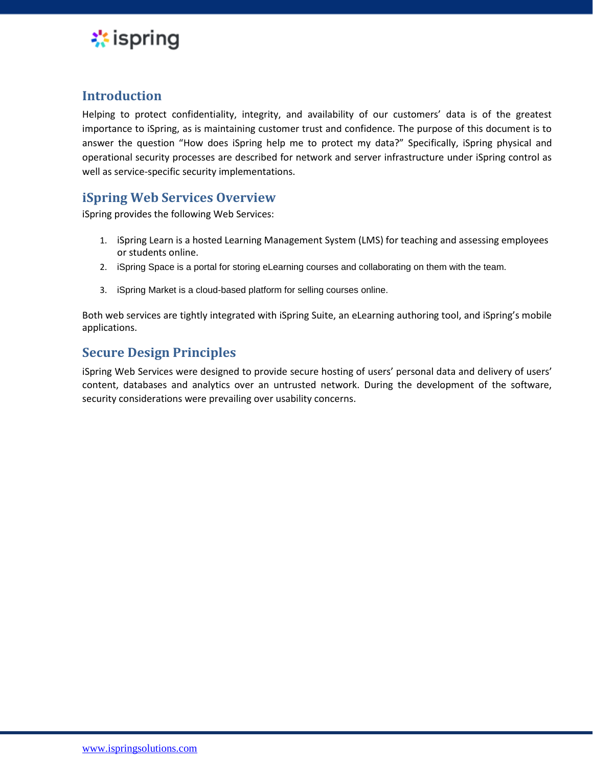## Introduction

Helping to protect confidentiality, integrity, and availability of our customers' data is of the greatest importance to iSpring, as is maintaining customer trust and confidence. The purpose of this document is to answer the question "How does iSpring help me to protect my data?" Specifically, iSpring physical and operational security processes are described for network and server infrastructure under iSpring control as well as service-specific security implementations.

## iSpring Web Services Overview

iSpring provides the following Web Services:

1. iSpring Learn is a hosted Learning Management System (LMS) for teaching and assessing employees or students online.
2. iSpring Space is a portal for storing eLearning courses and collaborating on them with the team.
3. iSpring Market is a cloud-based platform for selling courses online.

Both web services are tightly integrated with iSpring Suite, an eLearning authoring tool, and iSpring's mobile applications.

## Secure Design Principles

iSpring Web Services were designed to provide secure hosting of users' personal data and delivery of users' content, databases and analytics over an untrusted network. During the development of the software, security considerations were prevailing over usability concerns.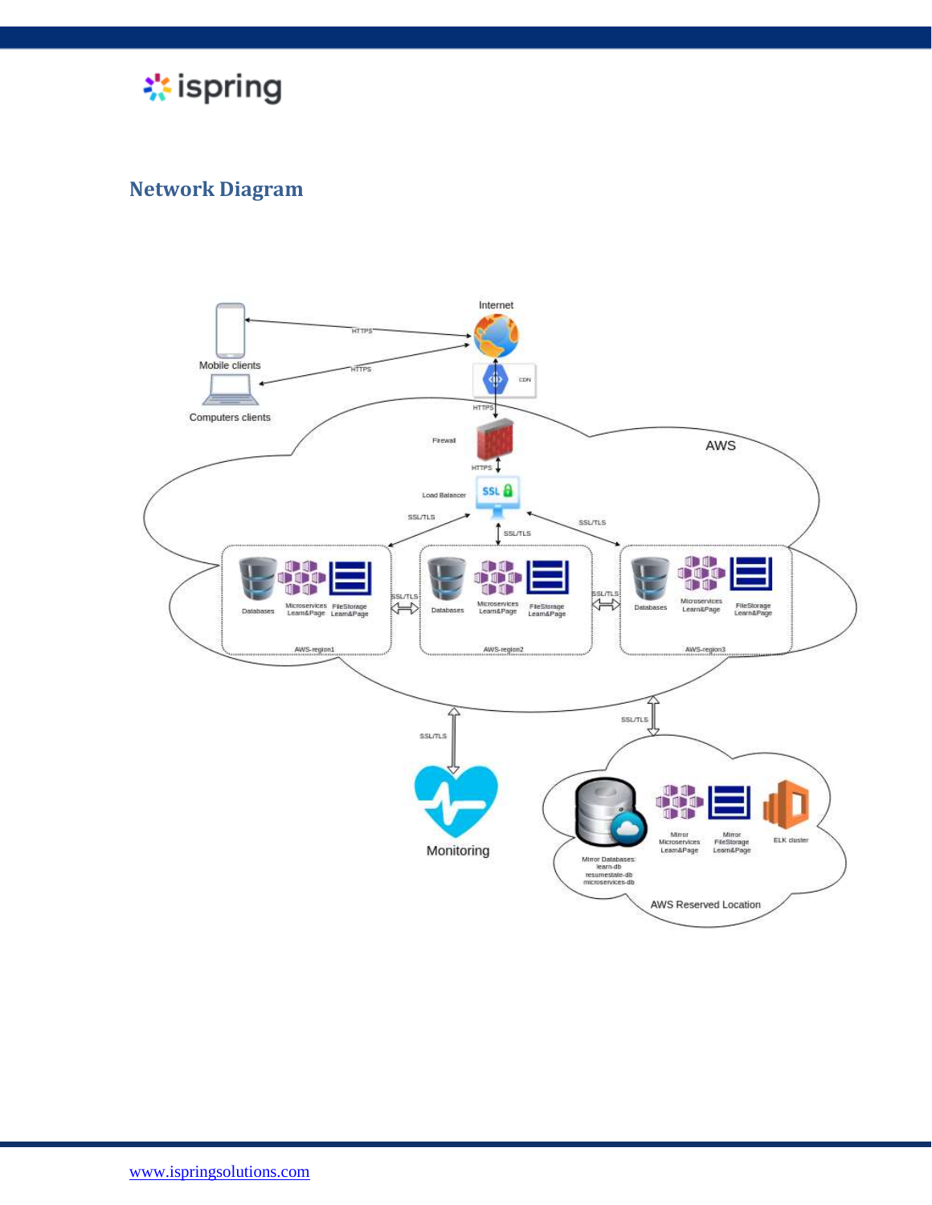## Network Diagram

Internet

CDN

Mobile clients

Computers clients

HTTPS

HTTPS

HTTPS

AWS

Firewall

HTTPS

Load Balancer

SSL/TLS

SSL/TLS

SSL/TLS

Databases

Microservices Learn&Page

FileStorage Learn&Page

AWS-region1

SSL/TLS

Databases

Microservices Learn&Page

FileStorage Learn&Page

AWS-region2

SSL/TLS

Databases

Microservices Learn&Page

FileStorage Learn&Page

AWS-region3

SSL/TLS

SSL/TLS

Monitoring

Mirror Databases: learn-db resumestate-db microservices-db

Mirror Microservices Learn&Page

Mirror FileStorage Learn&Page

ELK cluster

AWS Reserved Location

www.ispringsolutions.com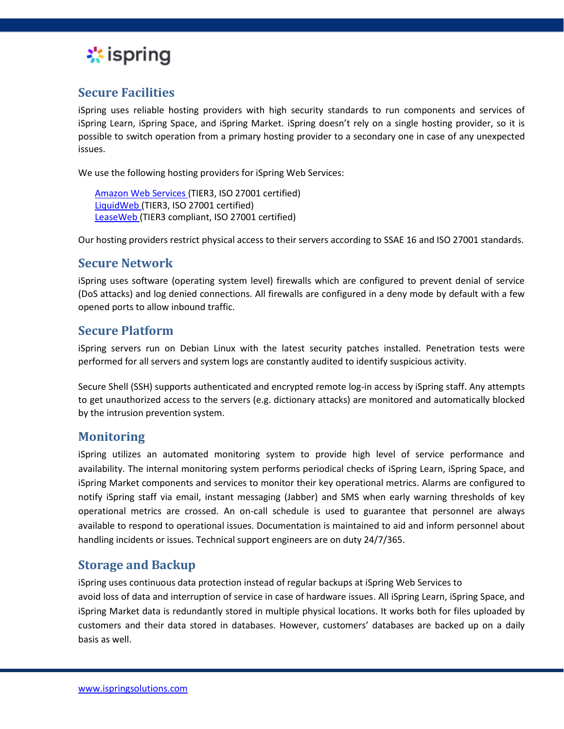## Secure Facilities

iSpring uses reliable hosting providers with high security standards to run components and services of iSpring Learn, iSpring Space, and iSpring Market. iSpring doesn't rely on a single hosting provider, so it is possible to switch operation from a primary hosting provider to a secondary one in case of any unexpected issues.

We use the following hosting providers for iSpring Web Services:

- Amazon Web Services (TIER3, ISO 27001 certified)
- LiquidWeb (TIER3, ISO 27001 certified)
- LeaseWeb (TIER3 compliant, ISO 27001 certified)

Our hosting providers restrict physical access to their servers according to SSAE 16 and ISO 27001 standards.

## Secure Network

iSpring uses software (operating system level) firewalls which are configured to prevent denial of service (DoS attacks) and log denied connections. All firewalls are configured in a deny mode by default with a few opened ports to allow inbound traffic.

## Secure Platform

iSpring servers run on Debian Linux with the latest security patches installed. Penetration tests were performed for all servers and system logs are constantly audited to identify suspicious activity.

Secure Shell (SSH) supports authenticated and encrypted remote log-in access by iSpring staff. Any attempts to get unauthorized access to the servers (e.g. dictionary attacks) are monitored and automatically blocked by the intrusion prevention system.

## Monitoring

iSpring utilizes an automated monitoring system to provide high level of service performance and availability. The internal monitoring system performs periodical checks of iSpring Learn, iSpring Space, and iSpring Market components and services to monitor their key operational metrics. Alarms are configured to notify iSpring staff via email, instant messaging (Jabber) and SMS when early warning thresholds of key operational metrics are crossed. An on-call schedule is used to guarantee that personnel are always available to respond to operational issues. Documentation is maintained to aid and inform personnel about handling incidents or issues. Technical support engineers are on duty 24/7/365.

## Storage and Backup

iSpring uses continuous data protection instead of regular backups at iSpring Web Services to avoid loss of data and interruption of service in case of hardware issues. All iSpring Learn, iSpring Space, and iSpring Market data is redundantly stored in multiple physical locations. It works both for files uploaded by customers and their data stored in databases. However, customers' databases are backed up on a daily basis as well.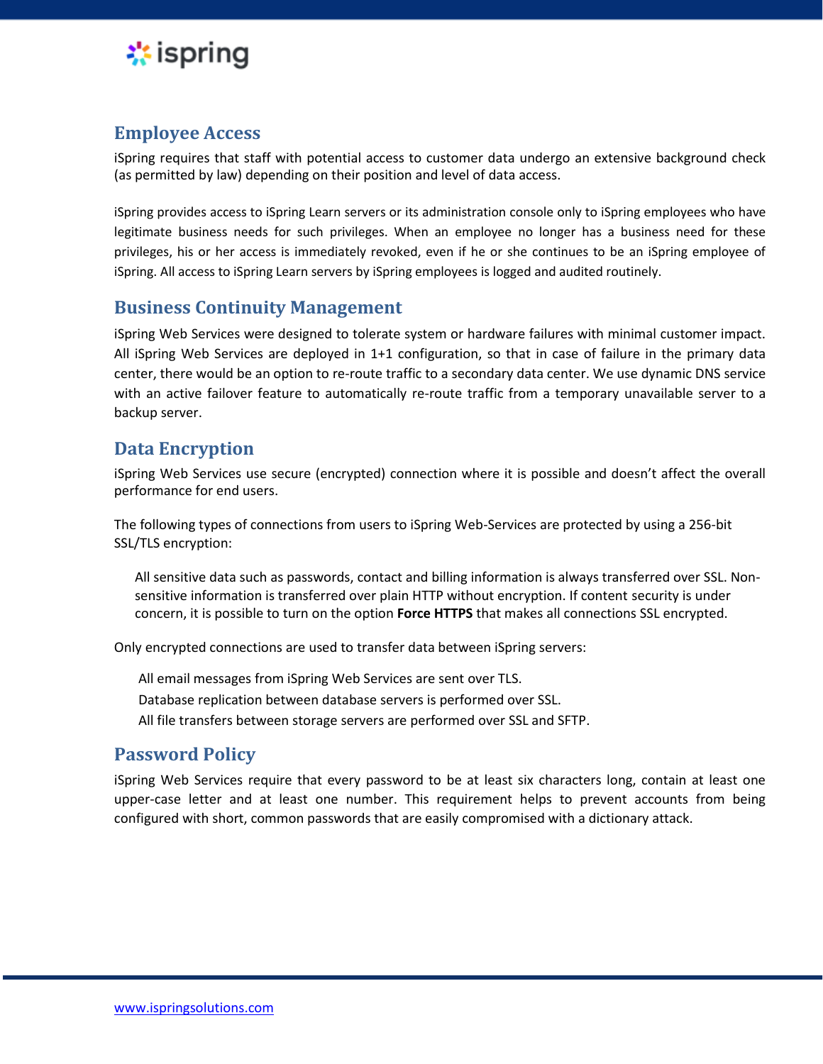## Employee Access

iSpring requires that staff with potential access to customer data undergo an extensive background check (as permitted by law) depending on their position and level of data access.

iSpring provides access to iSpring Learn servers or its administration console only to iSpring employees who have legitimate business needs for such privileges. When an employee no longer has a business need for these privileges, his or her access is immediately revoked, even if he or she continues to be an iSpring employee of iSpring. All access to iSpring Learn servers by iSpring employees is logged and audited routinely.

## Business Continuity Management

iSpring Web Services were designed to tolerate system or hardware failures with minimal customer impact. All iSpring Web Services are deployed in 1+1 configuration, so that in case of failure in the primary data center, there would be an option to re-route traffic to a secondary data center. We use dynamic DNS service with an active failover feature to automatically re-route traffic from a temporary unavailable server to a backup server.

## Data Encryption

iSpring Web Services use secure (encrypted) connection where it is possible and doesn't affect the overall performance for end users.

The following types of connections from users to iSpring Web-Services are protected by using a 256-bit SSL/TLS encryption:

All sensitive data such as passwords, contact and billing information is always transferred over SSL. Non-sensitive information is transferred over plain HTTP without encryption. If content security is under concern, it is possible to turn on the option **Force HTTPS** that makes all connections SSL encrypted.

Only encrypted connections are used to transfer data between iSpring servers:

- All email messages from iSpring Web Services are sent over TLS.
- Database replication between database servers is performed over SSL.
- All file transfers between storage servers are performed over SSL and SFTP.

## Password Policy

iSpring Web Services require that every password to be at least six characters long, contain at least one upper-case letter and at least one number. This requirement helps to prevent accounts from being configured with short, common passwords that are easily compromised with a dictionary attack.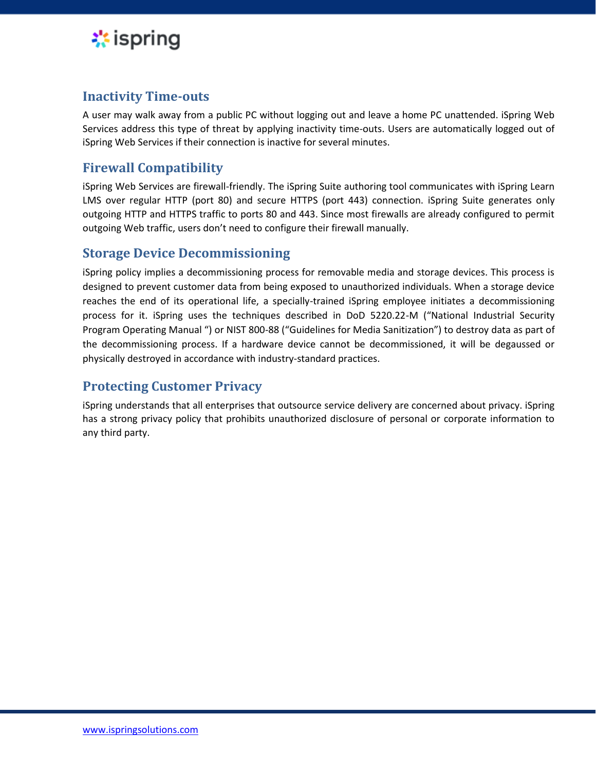## Inactivity Time-outs

A user may walk away from a public PC without logging out and leave a home PC unattended. iSpring Web Services address this type of threat by applying inactivity time-outs. Users are automatically logged out of iSpring Web Services if their connection is inactive for several minutes.

## Firewall Compatibility

iSpring Web Services are firewall-friendly. The iSpring Suite authoring tool communicates with iSpring Learn LMS over regular HTTP (port 80) and secure HTTPS (port 443) connection. iSpring Suite generates only outgoing HTTP and HTTPS traffic to ports 80 and 443. Since most firewalls are already configured to permit outgoing Web traffic, users don't need to configure their firewall manually.

## Storage Device Decommissioning

iSpring policy implies a decommissioning process for removable media and storage devices. This process is designed to prevent customer data from being exposed to unauthorized individuals. When a storage device reaches the end of its operational life, a specially-trained iSpring employee initiates a decommissioning process for it. iSpring uses the techniques described in DoD 5220.22-M ("National Industrial Security Program Operating Manual ") or NIST 800-88 ("Guidelines for Media Sanitization") to destroy data as part of the decommissioning process. If a hardware device cannot be decommissioned, it will be degaussed or physically destroyed in accordance with industry-standard practices.

## Protecting Customer Privacy

iSpring understands that all enterprises that outsource service delivery are concerned about privacy. iSpring has a strong privacy policy that prohibits unauthorized disclosure of personal or corporate information to any third party.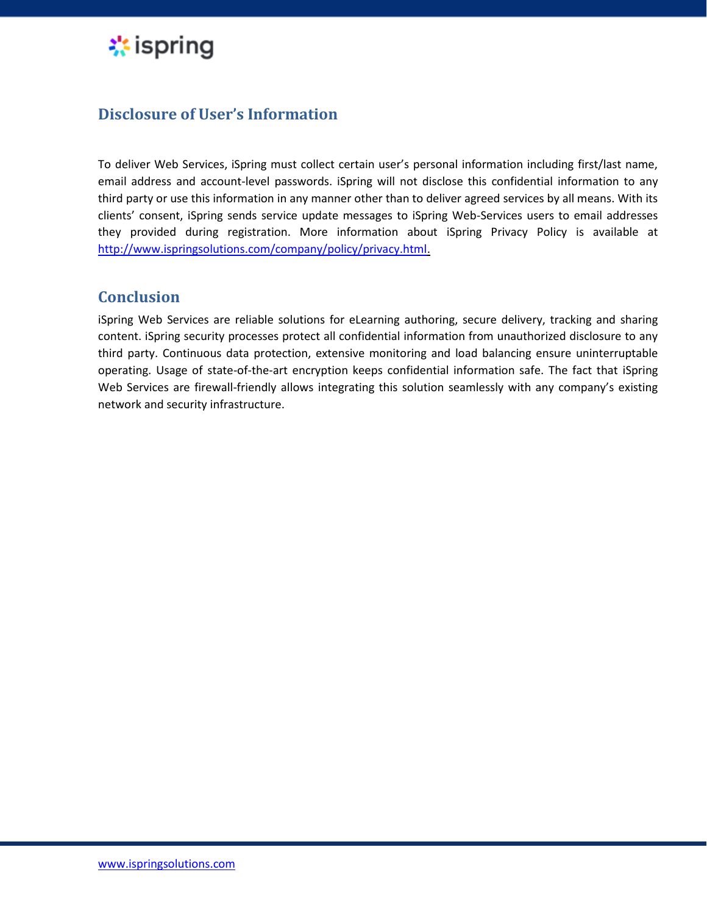## Disclosure of User's Information

To deliver Web Services, iSpring must collect certain user's personal information including first/last name, email address and account-level passwords. iSpring will not disclose this confidential information to any third party or use this information in any manner other than to deliver agreed services by all means. With its clients' consent, iSpring sends service update messages to iSpring Web-Services users to email addresses they provided during registration. More information about iSpring Privacy Policy is available at http://www.ispringsolutions.com/company/policy/privacy.html.

## Conclusion

iSpring Web Services are reliable solutions for eLearning authoring, secure delivery, tracking and sharing content. iSpring security processes protect all confidential information from unauthorized disclosure to any third party. Continuous data protection, extensive monitoring and load balancing ensure uninterruptable operating. Usage of state-of-the-art encryption keeps confidential information safe. The fact that iSpring Web Services are firewall-friendly allows integrating this solution seamlessly with any company's existing network and security infrastructure.